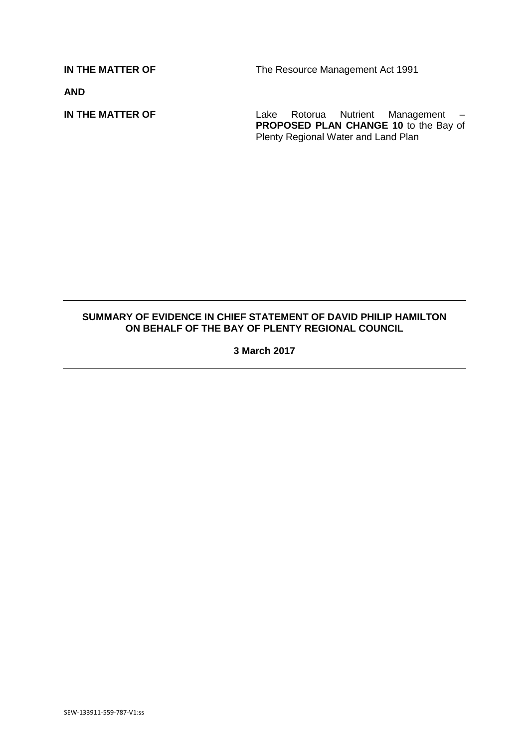**IN THE MATTER OF** The Resource Management Act 1991

**AND**

**IN THE MATTER OF** Lake Rotorua Nutrient Management – **PROPOSED PLAN CHANGE 10** to the Bay of Plenty Regional Water and Land Plan

---

**SUMMARY OF EVIDENCE IN CHIEF STATEMENT OF DAVID PHILIP HAMILTON ON BEHALF OF THE BAY OF PLENTY REGIONAL COUNCIL**

**3 March 2017**

---

SEW-133911-559-787-V1:ss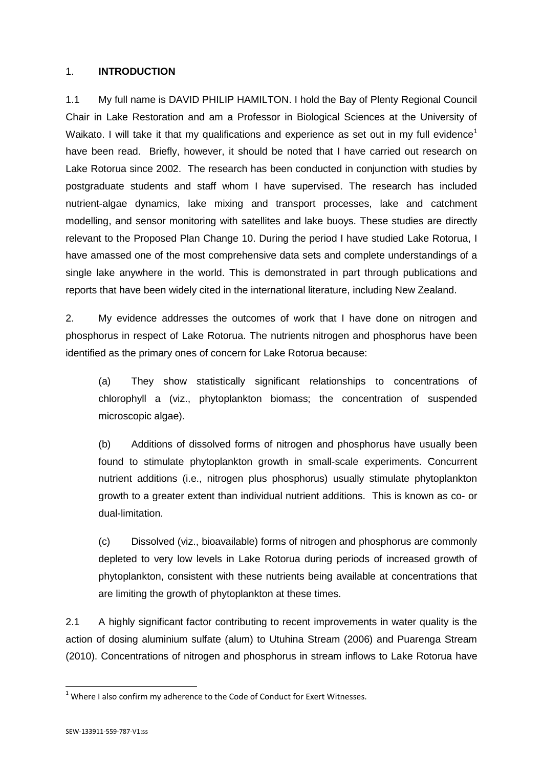## 1. **INTRODUCTION**

1.1 My full name is DAVID PHILIP HAMILTON. I hold the Bay of Plenty Regional Council Chair in Lake Restoration and am a Professor in Biological Sciences at the University of Waikato. I will take it that my qualifications and experience as set out in my full evidence[1] have been read. Briefly, however, it should be noted that I have carried out research on Lake Rotorua since 2002. The research has been conducted in conjunction with studies by postgraduate students and staff whom I have supervised. The research has included nutrient-algae dynamics, lake mixing and transport processes, lake and catchment modelling, and sensor monitoring with satellites and lake buoys. These studies are directly relevant to the Proposed Plan Change 10. During the period I have studied Lake Rotorua, I have amassed one of the most comprehensive data sets and complete understandings of a single lake anywhere in the world. This is demonstrated in part through publications and reports that have been widely cited in the international literature, including New Zealand.

2. My evidence addresses the outcomes of work that I have done on nitrogen and phosphorus in respect of Lake Rotorua. The nutrients nitrogen and phosphorus have been identified as the primary ones of concern for Lake Rotorua because:

(a) They show statistically significant relationships to concentrations of chlorophyll a (viz., phytoplankton biomass; the concentration of suspended microscopic algae).

(b) Additions of dissolved forms of nitrogen and phosphorus have usually been found to stimulate phytoplankton growth in small-scale experiments. Concurrent nutrient additions (i.e., nitrogen plus phosphorus) usually stimulate phytoplankton growth to a greater extent than individual nutrient additions. This is known as co- or dual-limitation.

(c) Dissolved (viz., bioavailable) forms of nitrogen and phosphorus are commonly depleted to very low levels in Lake Rotorua during periods of increased growth of phytoplankton, consistent with these nutrients being available at concentrations that are limiting the growth of phytoplankton at these times.

2.1 A highly significant factor contributing to recent improvements in water quality is the action of dosing aluminium sulfate (alum) to Utuhina Stream (2006) and Puarenga Stream (2010). Concentrations of nitrogen and phosphorus in stream inflows to Lake Rotorua have

[1] Where I also confirm my adherence to the Code of Conduct for Exert Witnesses.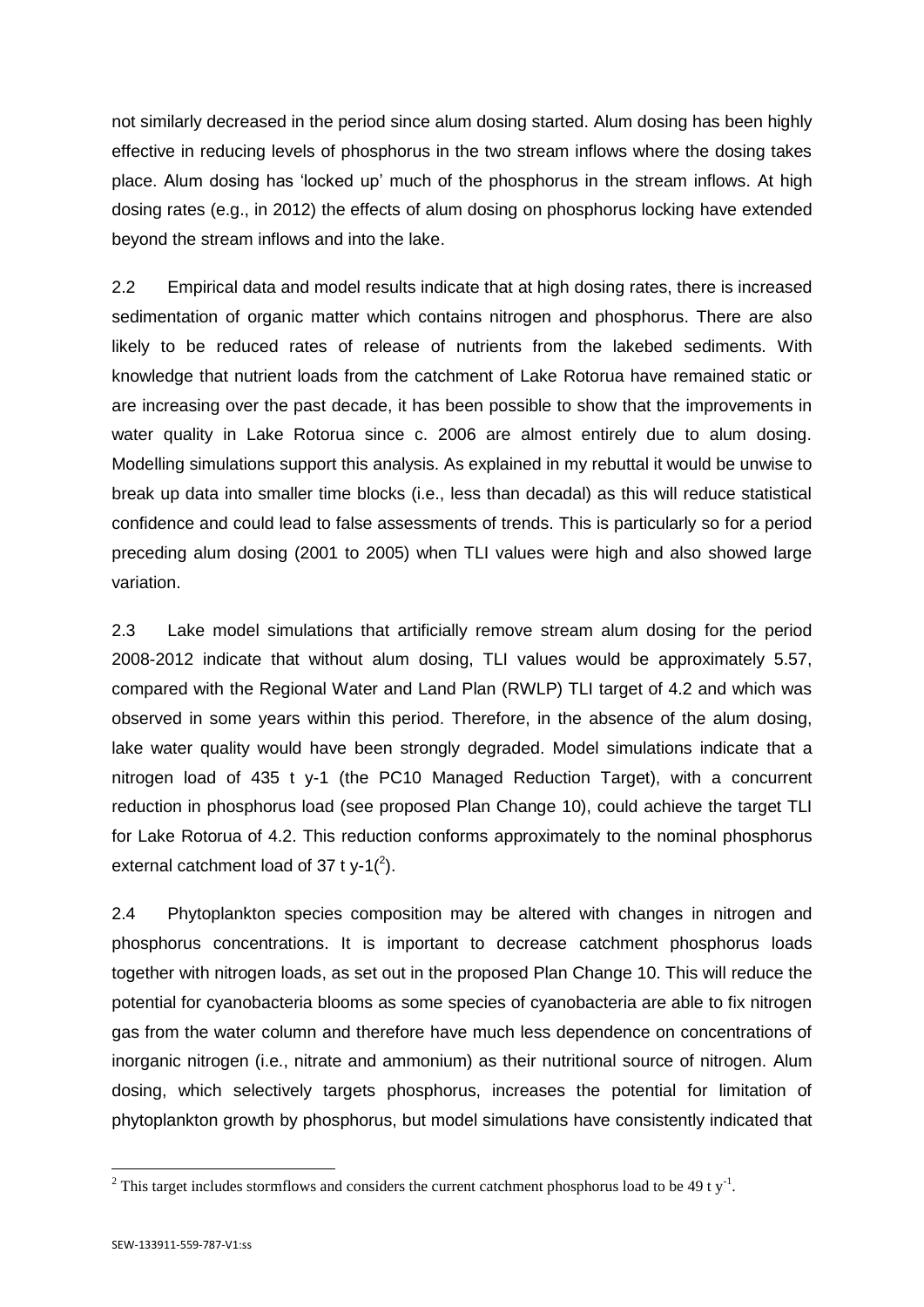not similarly decreased in the period since alum dosing started. Alum dosing has been highly effective in reducing levels of phosphorus in the two stream inflows where the dosing takes place. Alum dosing has 'locked up' much of the phosphorus in the stream inflows. At high dosing rates (e.g., in 2012) the effects of alum dosing on phosphorus locking have extended beyond the stream inflows and into the lake.

2.2 Empirical data and model results indicate that at high dosing rates, there is increased sedimentation of organic matter which contains nitrogen and phosphorus. There are also likely to be reduced rates of release of nutrients from the lakebed sediments. With knowledge that nutrient loads from the catchment of Lake Rotorua have remained static or are increasing over the past decade, it has been possible to show that the improvements in water quality in Lake Rotorua since c. 2006 are almost entirely due to alum dosing. Modelling simulations support this analysis. As explained in my rebuttal it would be unwise to break up data into smaller time blocks (i.e., less than decadal) as this will reduce statistical confidence and could lead to false assessments of trends. This is particularly so for a period preceding alum dosing (2001 to 2005) when TLI values were high and also showed large variation.

2.3 Lake model simulations that artificially remove stream alum dosing for the period 2008-2012 indicate that without alum dosing, TLI values would be approximately 5.57, compared with the Regional Water and Land Plan (RWLP) TLI target of 4.2 and which was observed in some years within this period. Therefore, in the absence of the alum dosing, lake water quality would have been strongly degraded. Model simulations indicate that a nitrogen load of 435 t y-1 (the PC10 Managed Reduction Target), with a concurrent reduction in phosphorus load (see proposed Plan Change 10), could achieve the target TLI for Lake Rotorua of 4.2. This reduction conforms approximately to the nominal phosphorus external catchment load of 37 t y-1([2]).

2.4 Phytoplankton species composition may be altered with changes in nitrogen and phosphorus concentrations. It is important to decrease catchment phosphorus loads together with nitrogen loads, as set out in the proposed Plan Change 10. This will reduce the potential for cyanobacteria blooms as some species of cyanobacteria are able to fix nitrogen gas from the water column and therefore have much less dependence on concentrations of inorganic nitrogen (i.e., nitrate and ammonium) as their nutritional source of nitrogen. Alum dosing, which selectively targets phosphorus, increases the potential for limitation of phytoplankton growth by phosphorus, but model simulations have consistently indicated that

[2] This target includes stormflows and considers the current catchment phosphorus load to be 49 t $y^{-1}$.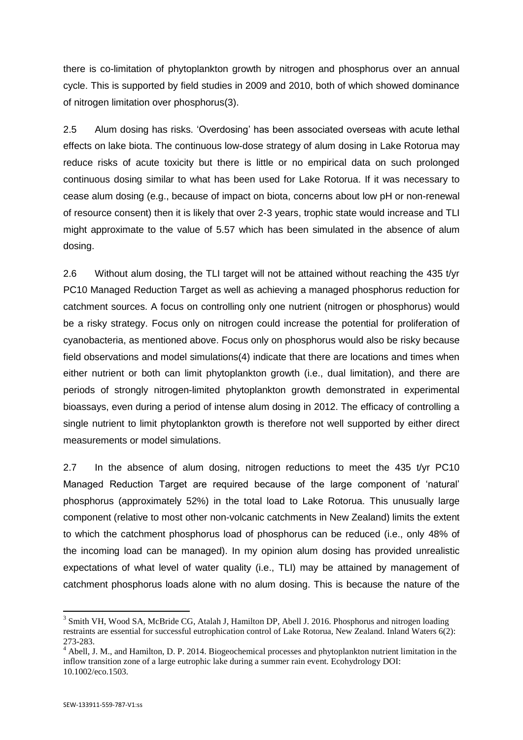there is co-limitation of phytoplankton growth by nitrogen and phosphorus over an annual cycle. This is supported by field studies in 2009 and 2010, both of which showed dominance of nitrogen limitation over phosphorus(3).

2.5 Alum dosing has risks. 'Overdosing' has been associated overseas with acute lethal effects on lake biota. The continuous low-dose strategy of alum dosing in Lake Rotorua may reduce risks of acute toxicity but there is little or no empirical data on such prolonged continuous dosing similar to what has been used for Lake Rotorua. If it was necessary to cease alum dosing (e.g., because of impact on biota, concerns about low pH or non-renewal of resource consent) then it is likely that over 2-3 years, trophic state would increase and TLI might approximate to the value of 5.57 which has been simulated in the absence of alum dosing.

2.6 Without alum dosing, the TLI target will not be attained without reaching the 435 t/yr PC10 Managed Reduction Target as well as achieving a managed phosphorus reduction for catchment sources. A focus on controlling only one nutrient (nitrogen or phosphorus) would be a risky strategy. Focus only on nitrogen could increase the potential for proliferation of cyanobacteria, as mentioned above. Focus only on phosphorus would also be risky because field observations and model simulations(4) indicate that there are locations and times when either nutrient or both can limit phytoplankton growth (i.e., dual limitation), and there are periods of strongly nitrogen-limited phytoplankton growth demonstrated in experimental bioassays, even during a period of intense alum dosing in 2012. The efficacy of controlling a single nutrient to limit phytoplankton growth is therefore not well supported by either direct measurements or model simulations.

2.7 In the absence of alum dosing, nitrogen reductions to meet the 435 t/yr PC10 Managed Reduction Target are required because of the large component of 'natural' phosphorus (approximately 52%) in the total load to Lake Rotorua. This unusually large component (relative to most other non-volcanic catchments in New Zealand) limits the extent to which the catchment phosphorus load of phosphorus can be reduced (i.e., only 48% of the incoming load can be managed). In my opinion alum dosing has provided unrealistic expectations of what level of water quality (i.e., TLI) may be attained by management of catchment phosphorus loads alone with no alum dosing. This is because the nature of the

---

[3] Smith VH, Wood SA, McBride CG, Atalah J, Hamilton DP, Abell J. 2016. Phosphorus and nitrogen loading restraints are essential for successful eutrophication control of Lake Rotorua, New Zealand. Inland Waters 6(2): 273-283.

[4] Abell, J. M., and Hamilton, D. P. 2014. Biogeochemical processes and phytoplankton nutrient limitation in the inflow transition zone of a large eutrophic lake during a summer rain event. Ecohydrology DOI: 10.1002/eco.1503.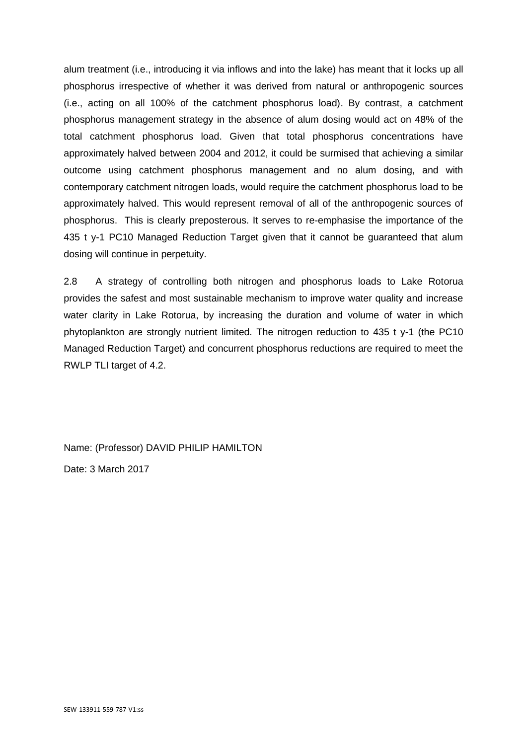alum treatment (i.e., introducing it via inflows and into the lake) has meant that it locks up all phosphorus irrespective of whether it was derived from natural or anthropogenic sources (i.e., acting on all 100% of the catchment phosphorus load). By contrast, a catchment phosphorus management strategy in the absence of alum dosing would act on 48% of the total catchment phosphorus load. Given that total phosphorus concentrations have approximately halved between 2004 and 2012, it could be surmised that achieving a similar outcome using catchment phosphorus management and no alum dosing, and with contemporary catchment nitrogen loads, would require the catchment phosphorus load to be approximately halved. This would represent removal of all of the anthropogenic sources of phosphorus. This is clearly preposterous. It serves to re-emphasise the importance of the 435 t y-1 PC10 Managed Reduction Target given that it cannot be guaranteed that alum dosing will continue in perpetuity.

2.8 A strategy of controlling both nitrogen and phosphorus loads to Lake Rotorua provides the safest and most sustainable mechanism to improve water quality and increase water clarity in Lake Rotorua, by increasing the duration and volume of water in which phytoplankton are strongly nutrient limited. The nitrogen reduction to 435 t y-1 (the PC10 Managed Reduction Target) and concurrent phosphorus reductions are required to meet the RWLP TLI target of 4.2.

Name: (Professor) DAVID PHILIP HAMILTON

Date: 3 March 2017

SEW-133911-559-787-V1:ss